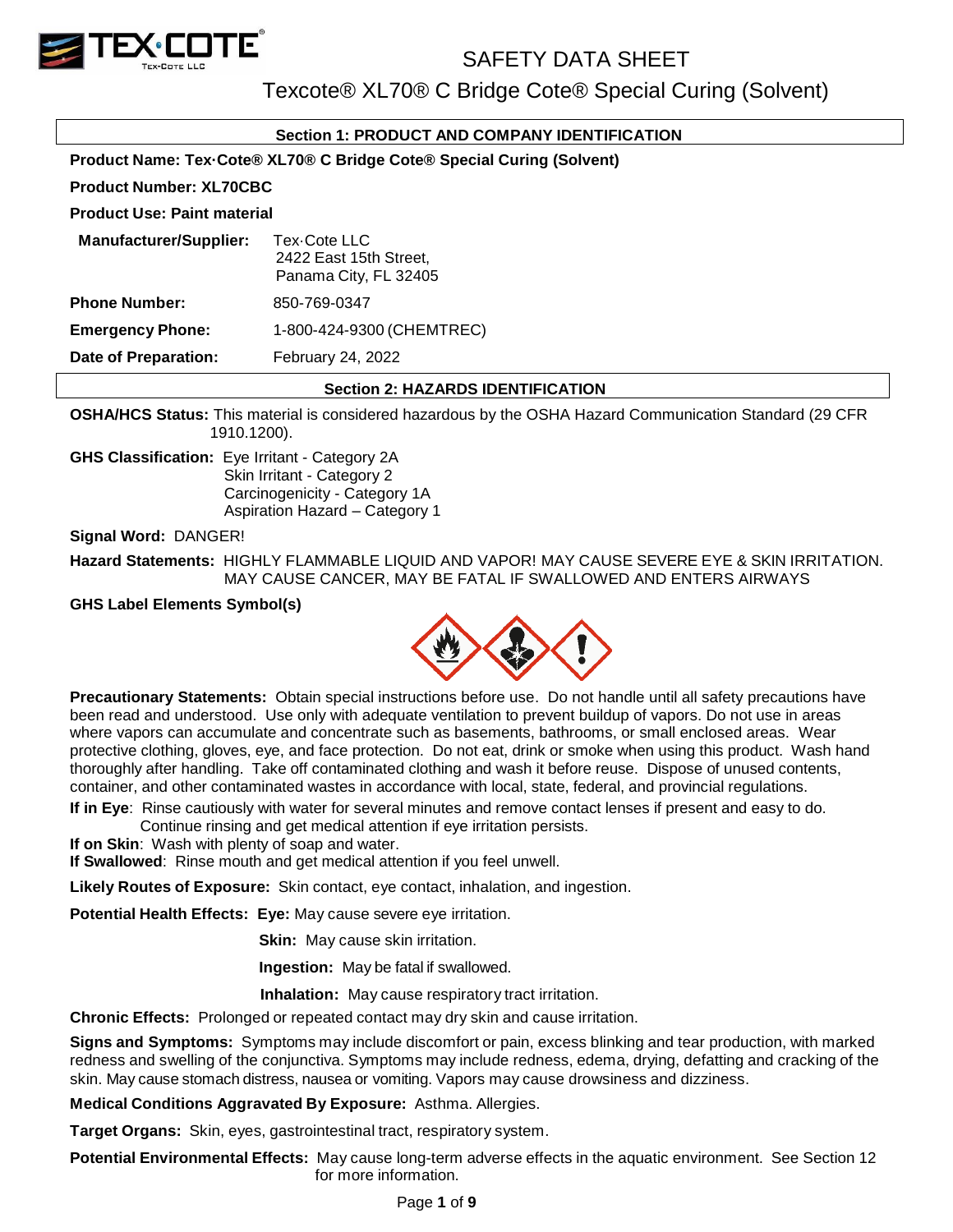# SAFETY DATA SHEET

## Texcote® XL70® C Bridge Cote® Special Curing (Solvent)

### Section 1: PRODUCT AND COMPANY IDENTIFICATION

**Product Name: Tex·Cote® XL70® C Bridge Cote® Special Curing (Solvent)**

**Product Number: XL70CBC**

**Product Use: Paint material**

**Manufacturer/Supplier:** Tex·Cote LLC
2422 East 15th Street,
Panama City, FL 32405

**Phone Number:** 850-769-0347

**Emergency Phone:** 1-800-424-9300 (CHEMTREC)

**Date of Preparation:** February 24, 2022

### Section 2: HAZARDS IDENTIFICATION

**OSHA/HCS Status:** This material is considered hazardous by the OSHA Hazard Communication Standard (29 CFR 1910.1200).

**GHS Classification:** Eye Irritant - Category 2A
Skin Irritant - Category 2
Carcinogenicity - Category 1A
Aspiration Hazard – Category 1

**Signal Word:** DANGER!

**Hazard Statements:** HIGHLY FLAMMABLE LIQUID AND VAPOR! MAY CAUSE SEVERE EYE & SKIN IRRITATION. MAY CAUSE CANCER, MAY BE FATAL IF SWALLOWED AND ENTERS AIRWAYS

**GHS Label Elements Symbol(s)**

**Precautionary Statements:** Obtain special instructions before use. Do not handle until all safety precautions have been read and understood. Use only with adequate ventilation to prevent buildup of vapors. Do not use in areas where vapors can accumulate and concentrate such as basements, bathrooms, or small enclosed areas. Wear protective clothing, gloves, eye, and face protection. Do not eat, drink or smoke when using this product. Wash hand thoroughly after handling. Take off contaminated clothing and wash it before reuse. Dispose of unused contents, container, and other contaminated wastes in accordance with local, state, federal, and provincial regulations.

**If in Eye**: Rinse cautiously with water for several minutes and remove contact lenses if present and easy to do. Continue rinsing and get medical attention if eye irritation persists.
**If on Skin**: Wash with plenty of soap and water.
**If Swallowed**: Rinse mouth and get medical attention if you feel unwell.

**Likely Routes of Exposure:** Skin contact, eye contact, inhalation, and ingestion.

**Potential Health Effects:** **Eye:** May cause severe eye irritation.

**Skin:** May cause skin irritation.

**Ingestion:** May be fatal if swallowed.

**Inhalation:** May cause respiratory tract irritation.

**Chronic Effects:** Prolonged or repeated contact may dry skin and cause irritation.

**Signs and Symptoms:** Symptoms may include discomfort or pain, excess blinking and tear production, with marked redness and swelling of the conjunctiva. Symptoms may include redness, edema, drying, defatting and cracking of the skin. May cause stomach distress, nausea or vomiting. Vapors may cause drowsiness and dizziness.

**Medical Conditions Aggravated By Exposure:** Asthma. Allergies.

**Target Organs:** Skin, eyes, gastrointestinal tract, respiratory system.

**Potential Environmental Effects:** May cause long-term adverse effects in the aquatic environment. See Section 12 for more information.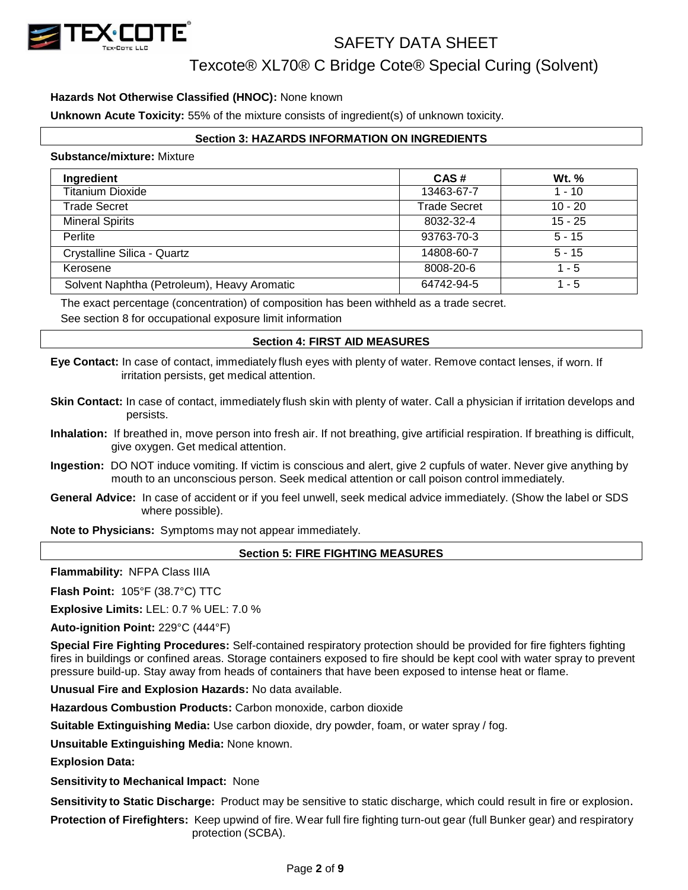**Hazards Not Otherwise Classified (HNOC):** None known

**Unknown Acute Toxicity:** 55% of the mixture consists of ingredient(s) of unknown toxicity.

## Section 3: HAZARDS INFORMATION ON INGREDIENTS

**Substance/mixture:** Mixture

| Ingredient | CAS # | Wt. % |
|---|---|---|
| Titanium Dioxide | 13463-67-7 | 1 - 10 |
| Trade Secret | Trade Secret | 10 - 20 |
| Mineral Spirits | 8032-32-4 | 15 - 25 |
| Perlite | 93763-70-3 | 5 - 15 |
| Crystalline Silica - Quartz | 14808-60-7 | 5 - 15 |
| Kerosene | 8008-20-6 | 1 - 5 |
| Solvent Naphtha (Petroleum), Heavy Aromatic | 64742-94-5 | 1 - 5 |

The exact percentage (concentration) of composition has been withheld as a trade secret.
See section 8 for occupational exposure limit information

## Section 4: FIRST AID MEASURES

**Eye Contact:** In case of contact, immediately flush eyes with plenty of water. Remove contact lenses, if worn. If irritation persists, get medical attention.

**Skin Contact:** In case of contact, immediately flush skin with plenty of water. Call a physician if irritation develops and persists.

**Inhalation:** If breathed in, move person into fresh air. If not breathing, give artificial respiration. If breathing is difficult, give oxygen. Get medical attention.

**Ingestion:** DO NOT induce vomiting. If victim is conscious and alert, give 2 cupfuls of water. Never give anything by mouth to an unconscious person. Seek medical attention or call poison control immediately.

**General Advice:** In case of accident or if you feel unwell, seek medical advice immediately. (Show the label or SDS where possible).

**Note to Physicians:** Symptoms may not appear immediately.

## Section 5: FIRE FIGHTING MEASURES

**Flammability:** NFPA Class IIIA

**Flash Point:** 105°F (38.7°C) TTC

**Explosive Limits:** LEL: 0.7 % UEL: 7.0 %

**Auto-ignition Point:** 229°C (444°F)

**Special Fire Fighting Procedures:** Self-contained respiratory protection should be provided for fire fighters fighting fires in buildings or confined areas. Storage containers exposed to fire should be kept cool with water spray to prevent pressure build-up. Stay away from heads of containers that have been exposed to intense heat or flame.

**Unusual Fire and Explosion Hazards:** No data available.

**Hazardous Combustion Products:** Carbon monoxide, carbon dioxide

**Suitable Extinguishing Media:** Use carbon dioxide, dry powder, foam, or water spray / fog.

**Unsuitable Extinguishing Media:** None known.

**Explosion Data:**

**Sensitivity to Mechanical Impact:** None

**Sensitivity to Static Discharge:** Product may be sensitive to static discharge, which could result in fire or explosion.

**Protection of Firefighters:** Keep upwind of fire. Wear full fire fighting turn-out gear (full Bunker gear) and respiratory protection (SCBA).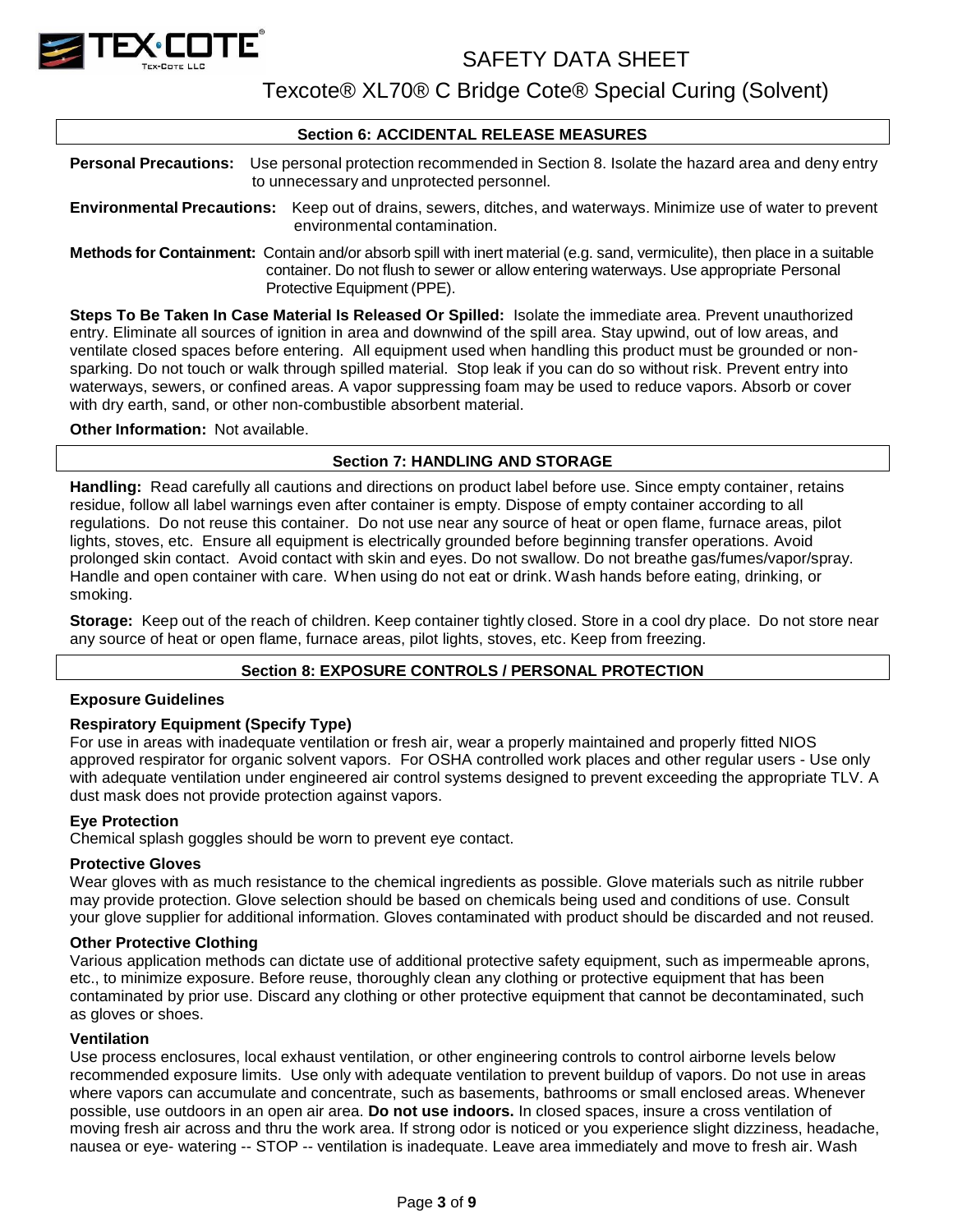## Section 6: ACCIDENTAL RELEASE MEASURES

**Personal Precautions:** Use personal protection recommended in Section 8. Isolate the hazard area and deny entry to unnecessary and unprotected personnel.

**Environmental Precautions:** Keep out of drains, sewers, ditches, and waterways. Minimize use of water to prevent environmental contamination.

**Methods for Containment:** Contain and/or absorb spill with inert material (e.g. sand, vermiculite), then place in a suitable container. Do not flush to sewer or allow entering waterways. Use appropriate Personal Protective Equipment (PPE).

**Steps To Be Taken In Case Material Is Released Or Spilled:** Isolate the immediate area. Prevent unauthorized entry. Eliminate all sources of ignition in area and downwind of the spill area. Stay upwind, out of low areas, and ventilate closed spaces before entering. All equipment used when handling this product must be grounded or non-sparking. Do not touch or walk through spilled material. Stop leak if you can do so without risk. Prevent entry into waterways, sewers, or confined areas. A vapor suppressing foam may be used to reduce vapors. Absorb or cover with dry earth, sand, or other non-combustible absorbent material.

**Other Information:** Not available.

## Section 7: HANDLING AND STORAGE

**Handling:** Read carefully all cautions and directions on product label before use. Since empty container, retains residue, follow all label warnings even after container is empty. Dispose of empty container according to all regulations. Do not reuse this container. Do not use near any source of heat or open flame, furnace areas, pilot lights, stoves, etc. Ensure all equipment is electrically grounded before beginning transfer operations. Avoid prolonged skin contact. Avoid contact with skin and eyes. Do not swallow. Do not breathe gas/fumes/vapor/spray. Handle and open container with care. When using do not eat or drink. Wash hands before eating, drinking, or smoking.

**Storage:** Keep out of the reach of children. Keep container tightly closed. Store in a cool dry place. Do not store near any source of heat or open flame, furnace areas, pilot lights, stoves, etc. Keep from freezing.

## Section 8: EXPOSURE CONTROLS / PERSONAL PROTECTION

**Exposure Guidelines**

**Respiratory Equipment (Specify Type)**

For use in areas with inadequate ventilation or fresh air, wear a properly maintained and properly fitted NIOS approved respirator for organic solvent vapors. For OSHA controlled work places and other regular users - Use only with adequate ventilation under engineered air control systems designed to prevent exceeding the appropriate TLV. A dust mask does not provide protection against vapors.

**Eye Protection**

Chemical splash goggles should be worn to prevent eye contact.

**Protective Gloves**

Wear gloves with as much resistance to the chemical ingredients as possible. Glove materials such as nitrile rubber may provide protection. Glove selection should be based on chemicals being used and conditions of use. Consult your glove supplier for additional information. Gloves contaminated with product should be discarded and not reused.

**Other Protective Clothing**

Various application methods can dictate use of additional protective safety equipment, such as impermeable aprons, etc., to minimize exposure. Before reuse, thoroughly clean any clothing or protective equipment that has been contaminated by prior use. Discard any clothing or other protective equipment that cannot be decontaminated, such as gloves or shoes.

**Ventilation**

Use process enclosures, local exhaust ventilation, or other engineering controls to control airborne levels below recommended exposure limits. Use only with adequate ventilation to prevent buildup of vapors. Do not use in areas where vapors can accumulate and concentrate, such as basements, bathrooms or small enclosed areas. Whenever possible, use outdoors in an open air area. **Do not use indoors.** In closed spaces, insure a cross ventilation of moving fresh air across and thru the work area. If strong odor is noticed or you experience slight dizziness, headache, nausea or eye- watering -- STOP -- ventilation is inadequate. Leave area immediately and move to fresh air. Wash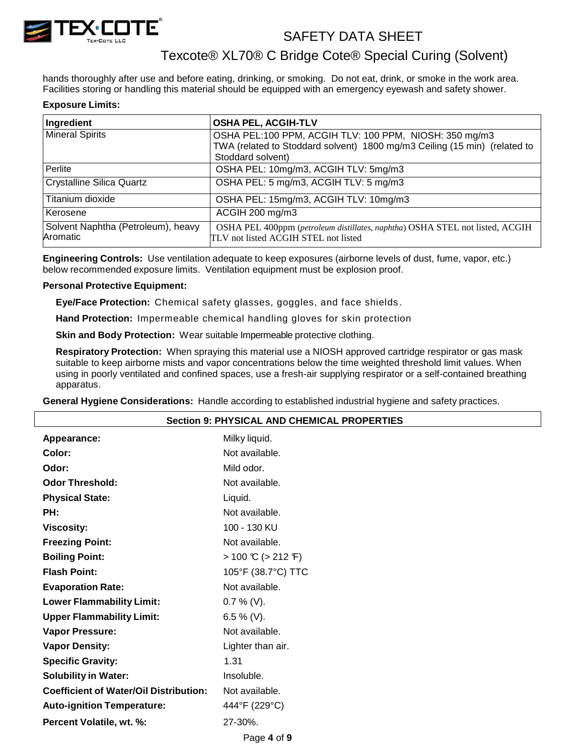hands thoroughly after use and before eating, drinking, or smoking. Do not eat, drink, or smoke in the work area. Facilities storing or handling this material should be equipped with an emergency eyewash and safety shower.

**Exposure Limits:**

| Ingredient | OSHA PEL, ACGIH-TLV |
|---|---|
| Mineral Spirits | OSHA PEL:100 PPM, ACGIH TLV: 100 PPM, NIOSH: 350 mg/m3 TWA (related to Stoddard solvent) 1800 mg/m3 Ceiling (15 min) (related to Stoddard solvent) |
| Perlite | OSHA PEL: 10mg/m3, ACGIH TLV: 5mg/m3 |
| Crystalline Silica Quartz | OSHA PEL: 5 mg/m3, ACGIH TLV: 5 mg/m3 |
| Titanium dioxide | OSHA PEL: 15mg/m3, ACGIH TLV: 10mg/m3 |
| Kerosene | ACGIH 200 mg/m3 |
| Solvent Naphtha (Petroleum), heavy Aromatic | OSHA PEL 400ppm (*petroleum distillates, naphtha*) OSHA STEL not listed, ACGIH TLV not listed ACGIH STEL not listed |

**Engineering Controls:** Use ventilation adequate to keep exposures (airborne levels of dust, fume, vapor, etc.) below recommended exposure limits. Ventilation equipment must be explosion proof.

**Personal Protective Equipment:**

**Eye/Face Protection:** Chemical safety glasses, goggles, and face shields.

**Hand Protection:** Impermeable chemical handling gloves for skin protection

**Skin and Body Protection:** Wear suitable Impermeable protective clothing.

**Respiratory Protection:** When spraying this material use a NIOSH approved cartridge respirator or gas mask suitable to keep airborne mists and vapor concentrations below the time weighted threshold limit values. When using in poorly ventilated and confined spaces, use a fresh-air supplying respirator or a self-contained breathing apparatus.

**General Hygiene Considerations:** Handle according to established industrial hygiene and safety practices.

## Section 9: PHYSICAL AND CHEMICAL PROPERTIES

| | |
|---|---|
| **Appearance:** | Milky liquid. |
| **Color:** | Not available. |
| **Odor:** | Mild odor. |
| **Odor Threshold:** | Not available. |
| **Physical State:** | Liquid. |
| **PH:** | Not available. |
| **Viscosity:** | 100 - 130 KU |
| **Freezing Point:** | Not available. |
| **Boiling Point:** | > 100 ℃ (> 212 ℉) |
| **Flash Point:** | 105°F (38.7°C) TTC |
| **Evaporation Rate:** | Not available. |
| **Lower Flammability Limit:** | 0.7 % (V). |
| **Upper Flammability Limit:** | 6.5 % (V). |
| **Vapor Pressure:** | Not available. |
| **Vapor Density:** | Lighter than air. |
| **Specific Gravity:** | 1.31 |
| **Solubility in Water:** | Insoluble. |
| **Coefficient of Water/Oil Distribution:** | Not available. |
| **Auto-ignition Temperature:** | 444°F (229°C) |
| **Percent Volatile, wt. %:** | 27-30%. |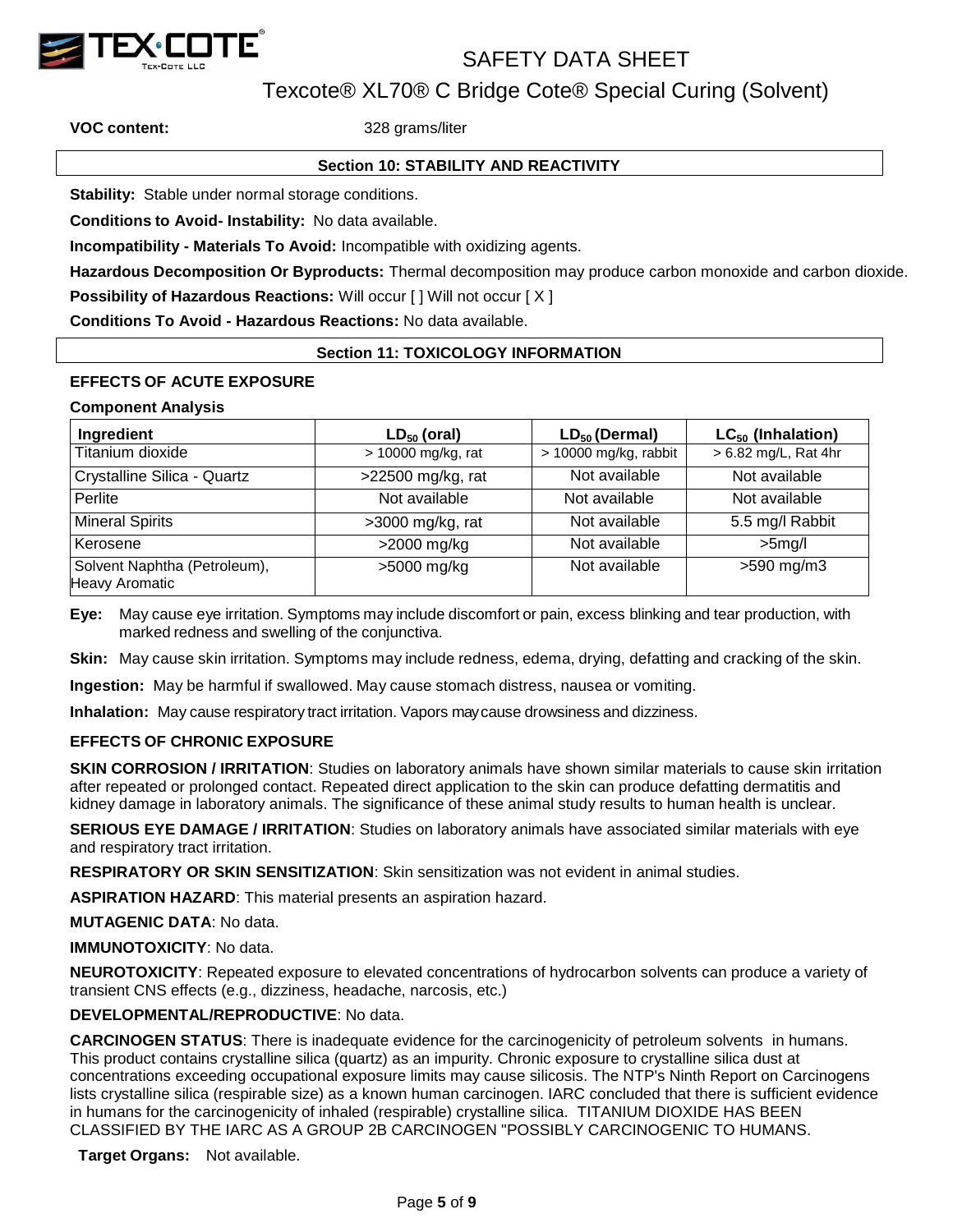**VOC content:** 328 grams/liter

## Section 10: STABILITY AND REACTIVITY

**Stability:** Stable under normal storage conditions.

**Conditions to Avoid- Instability:** No data available.

**Incompatibility - Materials To Avoid:** Incompatible with oxidizing agents.

**Hazardous Decomposition Or Byproducts:** Thermal decomposition may produce carbon monoxide and carbon dioxide.

**Possibility of Hazardous Reactions:** Will occur [ ] Will not occur [ X ]

**Conditions To Avoid - Hazardous Reactions:** No data available.

## Section 11: TOXICOLOGY INFORMATION

**EFFECTS OF ACUTE EXPOSURE**

**Component Analysis**

| Ingredient | $LD_{50}$ (oral) | $LD_{50}$ (Dermal) | $LC_{50}$ (Inhalation) |
|---|---|---|---|
| Titanium dioxide | > 10000 mg/kg, rat | > 10000 mg/kg, rabbit | > 6.82 mg/L, Rat 4hr |
| Crystalline Silica - Quartz | >22500 mg/kg, rat | Not available | Not available |
| Perlite | Not available | Not available | Not available |
| Mineral Spirits | >3000 mg/kg, rat | Not available | 5.5 mg/l Rabbit |
| Kerosene | >2000 mg/kg | Not available | >5mg/l |
| Solvent Naphtha (Petroleum), Heavy Aromatic | >5000 mg/kg | Not available | >590 mg/m3 |

**Eye:** May cause eye irritation. Symptoms may include discomfort or pain, excess blinking and tear production, with marked redness and swelling of the conjunctiva.

**Skin:** May cause skin irritation. Symptoms may include redness, edema, drying, defatting and cracking of the skin.

**Ingestion:** May be harmful if swallowed. May cause stomach distress, nausea or vomiting.

**Inhalation:** May cause respiratory tract irritation. Vapors may cause drowsiness and dizziness.

**EFFECTS OF CHRONIC EXPOSURE**

**SKIN CORROSION / IRRITATION**: Studies on laboratory animals have shown similar materials to cause skin irritation after repeated or prolonged contact. Repeated direct application to the skin can produce defatting dermatitis and kidney damage in laboratory animals. The significance of these animal study results to human health is unclear.

**SERIOUS EYE DAMAGE / IRRITATION**: Studies on laboratory animals have associated similar materials with eye and respiratory tract irritation.

**RESPIRATORY OR SKIN SENSITIZATION**: Skin sensitization was not evident in animal studies.

**ASPIRATION HAZARD**: This material presents an aspiration hazard.

**MUTAGENIC DATA**: No data.

**IMMUNOTOXICITY**: No data.

**NEUROTOXICITY**: Repeated exposure to elevated concentrations of hydrocarbon solvents can produce a variety of transient CNS effects (e.g., dizziness, headache, narcosis, etc.)

**DEVELOPMENTAL/REPRODUCTIVE**: No data.

**CARCINOGEN STATUS**: There is inadequate evidence for the carcinogenicity of petroleum solvents in humans. This product contains crystalline silica (quartz) as an impurity. Chronic exposure to crystalline silica dust at concentrations exceeding occupational exposure limits may cause silicosis. The NTP's Ninth Report on Carcinogens lists crystalline silica (respirable size) as a known human carcinogen. IARC concluded that there is sufficient evidence in humans for the carcinogenicity of inhaled (respirable) crystalline silica. TITANIUM DIOXIDE HAS BEEN CLASSIFIED BY THE IARC AS A GROUP 2B CARCINOGEN "POSSIBLY CARCINOGENIC TO HUMANS.

**Target Organs:** Not available.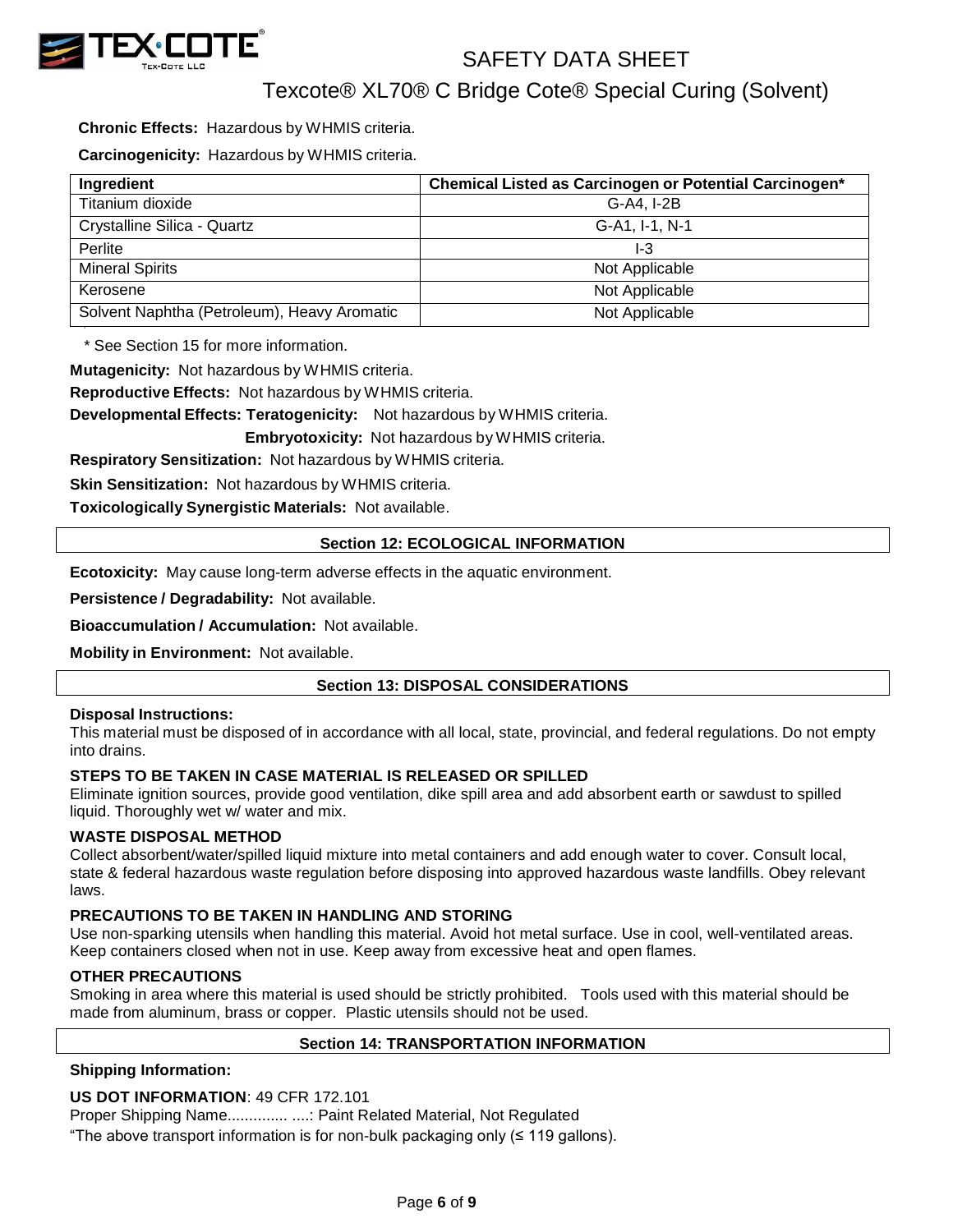**Chronic Effects:** Hazardous by WHMIS criteria.

**Carcinogenicity:** Hazardous by WHMIS criteria.

| Ingredient | Chemical Listed as Carcinogen or Potential Carcinogen* |
|---|---|
| Titanium dioxide | G-A4, I-2B |
| Crystalline Silica - Quartz | G-A1, I-1, N-1 |
| Perlite | I-3 |
| Mineral Spirits | Not Applicable |
| Kerosene | Not Applicable |
| Solvent Naphtha (Petroleum), Heavy Aromatic | Not Applicable |

\* See Section 15 for more information.

**Mutagenicity:** Not hazardous by WHMIS criteria.

**Reproductive Effects:** Not hazardous by WHMIS criteria.

**Developmental Effects: Teratogenicity:** Not hazardous by WHMIS criteria.

**Embryotoxicity:** Not hazardous by WHMIS criteria.

**Respiratory Sensitization:** Not hazardous by WHMIS criteria.

**Skin Sensitization:** Not hazardous by WHMIS criteria.

**Toxicologically Synergistic Materials:** Not available.

## Section 12: ECOLOGICAL INFORMATION

**Ecotoxicity:** May cause long-term adverse effects in the aquatic environment.

**Persistence / Degradability:** Not available.

**Bioaccumulation / Accumulation:** Not available.

**Mobility in Environment:** Not available.

## Section 13: DISPOSAL CONSIDERATIONS

**Disposal Instructions:**
This material must be disposed of in accordance with all local, state, provincial, and federal regulations. Do not empty into drains.

**STEPS TO BE TAKEN IN CASE MATERIAL IS RELEASED OR SPILLED**
Eliminate ignition sources, provide good ventilation, dike spill area and add absorbent earth or sawdust to spilled liquid. Thoroughly wet w/ water and mix.

**WASTE DISPOSAL METHOD**
Collect absorbent/water/spilled liquid mixture into metal containers and add enough water to cover. Consult local, state & federal hazardous waste regulation before disposing into approved hazardous waste landfills. Obey relevant laws.

**PRECAUTIONS TO BE TAKEN IN HANDLING AND STORING**
Use non-sparking utensils when handling this material. Avoid hot metal surface. Use in cool, well-ventilated areas. Keep containers closed when not in use. Keep away from excessive heat and open flames.

**OTHER PRECAUTIONS**
Smoking in area where this material is used should be strictly prohibited. Tools used with this material should be made from aluminum, brass or copper. Plastic utensils should not be used.

## Section 14: TRANSPORTATION INFORMATION

**Shipping Information:**

**US DOT INFORMATION**: 49 CFR 172.101

Proper Shipping Name.............. ....: Paint Related Material, Not Regulated

"The above transport information is for non-bulk packaging only (≤ 119 gallons).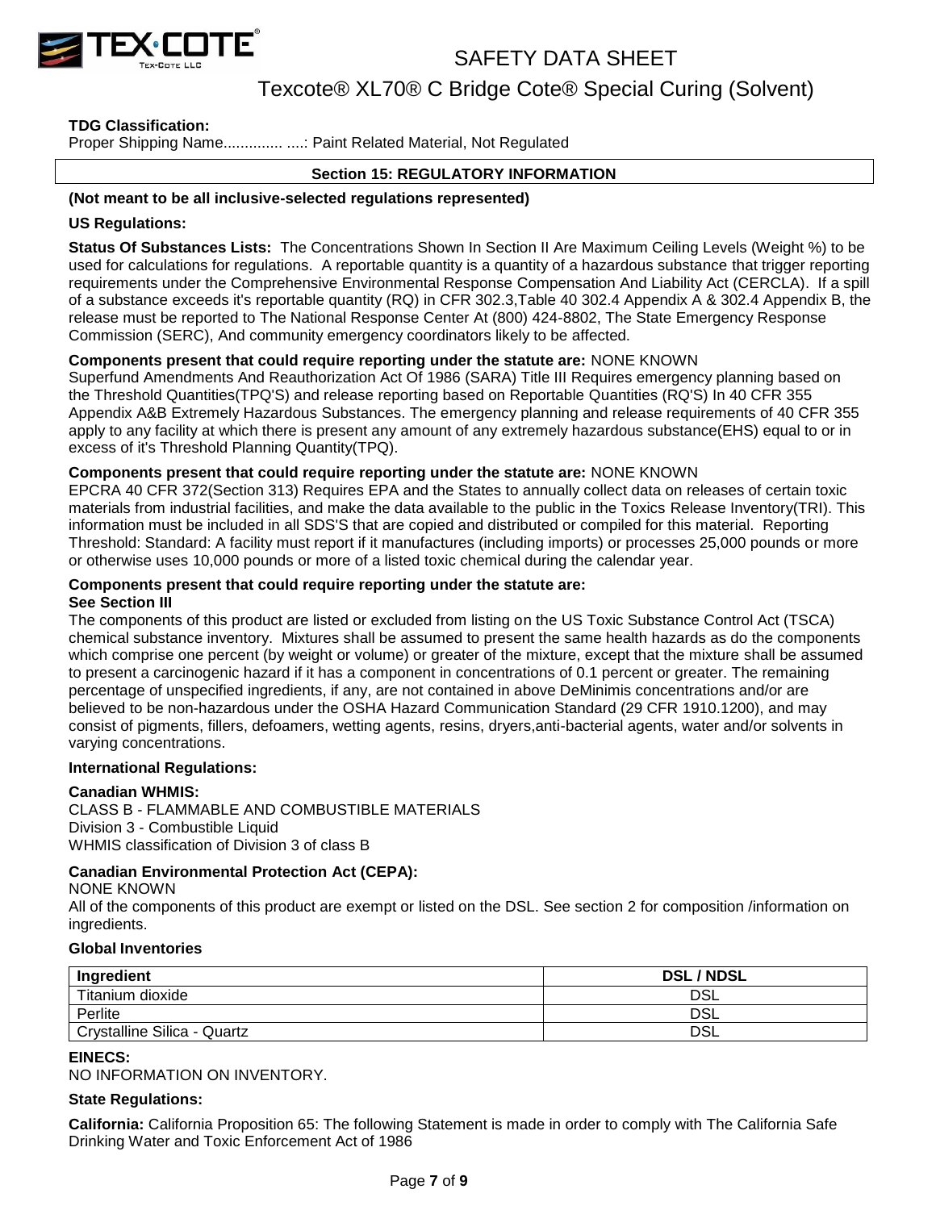**TDG Classification:**
Proper Shipping Name.............. ....: Paint Related Material, Not Regulated

## Section 15: REGULATORY INFORMATION

**(Not meant to be all inclusive-selected regulations represented)**

**US Regulations:**

**Status Of Substances Lists:** The Concentrations Shown In Section II Are Maximum Ceiling Levels (Weight %) to be used for calculations for regulations. A reportable quantity is a quantity of a hazardous substance that trigger reporting requirements under the Comprehensive Environmental Response Compensation And Liability Act (CERCLA). If a spill of a substance exceeds it's reportable quantity (RQ) in CFR 302.3,Table 40 302.4 Appendix A & 302.4 Appendix B, the release must be reported to The National Response Center At (800) 424-8802, The State Emergency Response Commission (SERC), And community emergency coordinators likely to be affected.

**Components present that could require reporting under the statute are:** NONE KNOWN
Superfund Amendments And Reauthorization Act Of 1986 (SARA) Title III Requires emergency planning based on the Threshold Quantities(TPQ'S) and release reporting based on Reportable Quantities (RQ'S) In 40 CFR 355 Appendix A&B Extremely Hazardous Substances. The emergency planning and release requirements of 40 CFR 355 apply to any facility at which there is present any amount of any extremely hazardous substance(EHS) equal to or in excess of it's Threshold Planning Quantity(TPQ).

**Components present that could require reporting under the statute are:** NONE KNOWN
EPCRA 40 CFR 372(Section 313) Requires EPA and the States to annually collect data on releases of certain toxic materials from industrial facilities, and make the data available to the public in the Toxics Release Inventory(TRI). This information must be included in all SDS'S that are copied and distributed or compiled for this material. Reporting Threshold: Standard: A facility must report if it manufactures (including imports) or processes 25,000 pounds or more or otherwise uses 10,000 pounds or more of a listed toxic chemical during the calendar year.

**Components present that could require reporting under the statute are:**
**See Section III**
The components of this product are listed or excluded from listing on the US Toxic Substance Control Act (TSCA) chemical substance inventory. Mixtures shall be assumed to present the same health hazards as do the components which comprise one percent (by weight or volume) or greater of the mixture, except that the mixture shall be assumed to present a carcinogenic hazard if it has a component in concentrations of 0.1 percent or greater. The remaining percentage of unspecified ingredients, if any, are not contained in above DeMinimis concentrations and/or are believed to be non-hazardous under the OSHA Hazard Communication Standard (29 CFR 1910.1200), and may consist of pigments, fillers, defoamers, wetting agents, resins, dryers,anti-bacterial agents, water and/or solvents in varying concentrations.

**International Regulations:**

**Canadian WHMIS:**
CLASS B - FLAMMABLE AND COMBUSTIBLE MATERIALS
Division 3 - Combustible Liquid
WHMIS classification of Division 3 of class B

**Canadian Environmental Protection Act (CEPA):**
NONE KNOWN
All of the components of this product are exempt or listed on the DSL. See section 2 for composition /information on ingredients.

**Global Inventories**

| Ingredient | DSL / NDSL |
|---|---|
| Titanium dioxide | DSL |
| Perlite | DSL |
| Crystalline Silica - Quartz | DSL |

**EINECS:**
NO INFORMATION ON INVENTORY.

**State Regulations:**

**California:** California Proposition 65: The following Statement is made in order to comply with The California Safe Drinking Water and Toxic Enforcement Act of 1986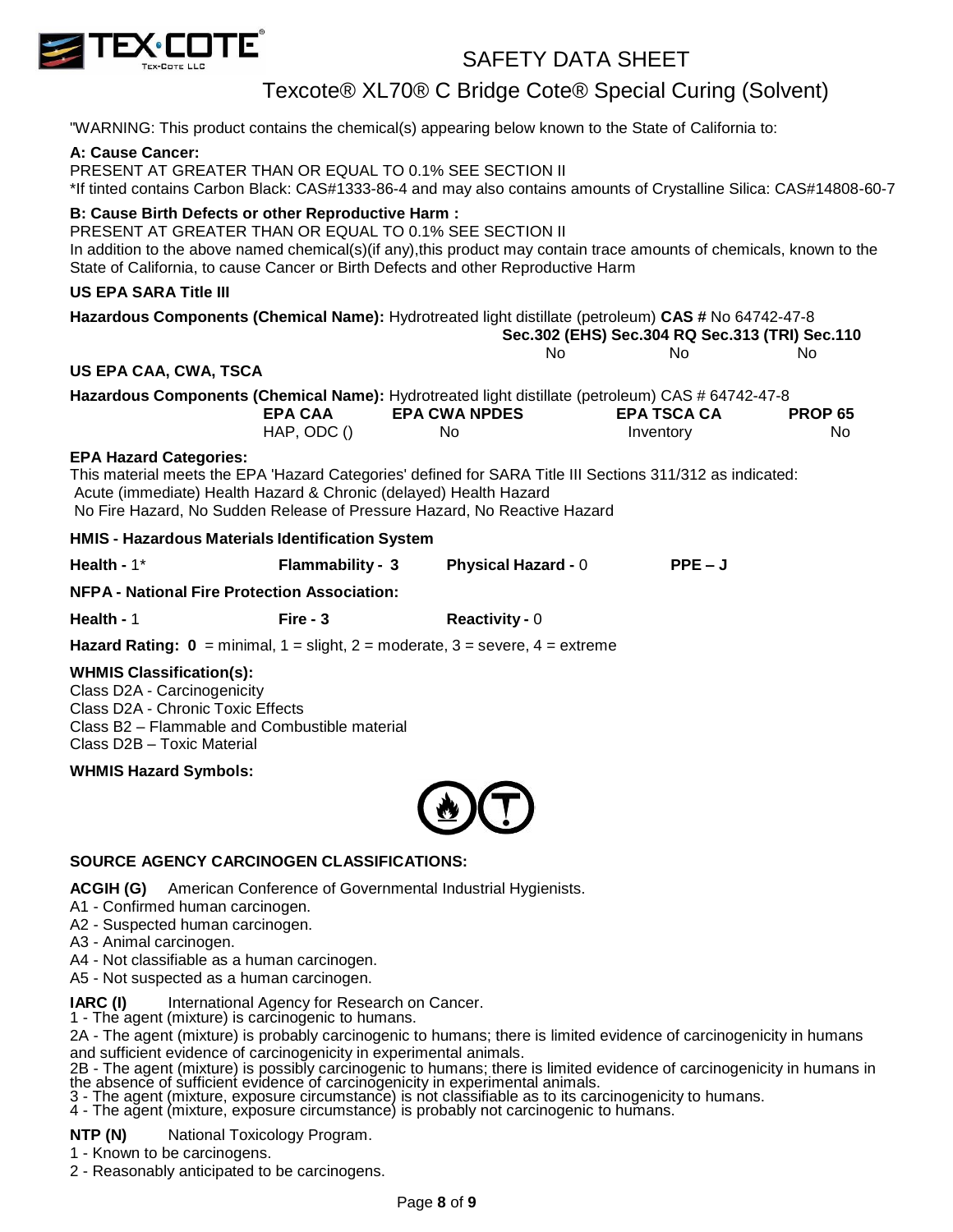"WARNING: This product contains the chemical(s) appearing below known to the State of California to:

**A: Cause Cancer:**
PRESENT AT GREATER THAN OR EQUAL TO 0.1% SEE SECTION II
*If tinted contains Carbon Black: CAS#1333-86-4 and may also contains amounts of Crystalline Silica: CAS#14808-60-7

**B: Cause Birth Defects or other Reproductive Harm :**
PRESENT AT GREATER THAN OR EQUAL TO 0.1% SEE SECTION II
In addition to the above named chemical(s)(if any),this product may contain trace amounts of chemicals, known to the State of California, to cause Cancer or Birth Defects and other Reproductive Harm

**US EPA SARA Title III**

**Hazardous Components (Chemical Name):** Hydrotreated light distillate (petroleum) **CAS #** No 64742-47-8

| Sec.302 (EHS) | Sec.304 RQ | Sec.313 (TRI) | Sec.110 |
|---|---|---|---|
| No | No | No | |

**US EPA CAA, CWA, TSCA**

**Hazardous Components (Chemical Name):** Hydrotreated light distillate (petroleum) CAS # 64742-47-8

| EPA CAA | EPA CWA NPDES | EPA TSCA CA | PROP 65 |
|---|---|---|---|
| HAP, ODC () | No | Inventory | No |

**EPA Hazard Categories:**
This material meets the EPA 'Hazard Categories' defined for SARA Title III Sections 311/312 as indicated:
Acute (immediate) Health Hazard & Chronic (delayed) Health Hazard
No Fire Hazard, No Sudden Release of Pressure Hazard, No Reactive Hazard

**HMIS - Hazardous Materials Identification System**

**Health -** 1* **Flammability - 3** **Physical Hazard -** 0 **PPE – J**

**NFPA - National Fire Protection Association:**

**Health -** 1 **Fire - 3** **Reactivity -** 0

**Hazard Rating: 0** = minimal, 1 = slight, 2 = moderate, 3 = severe, 4 = extreme

**WHMIS Classification(s):**
Class D2A - Carcinogenicity
Class D2A - Chronic Toxic Effects
Class B2 – Flammable and Combustible material
Class D2B – Toxic Material

**WHMIS Hazard Symbols:**

**SOURCE AGENCY CARCINOGEN CLASSIFICATIONS:**

**ACGIH (G)** American Conference of Governmental Industrial Hygienists.
A1 - Confirmed human carcinogen.
A2 - Suspected human carcinogen.
A3 - Animal carcinogen.
A4 - Not classifiable as a human carcinogen.
A5 - Not suspected as a human carcinogen.

**IARC (I)** International Agency for Research on Cancer.
1 - The agent (mixture) is carcinogenic to humans.
2A - The agent (mixture) is probably carcinogenic to humans; there is limited evidence of carcinogenicity in humans and sufficient evidence of carcinogenicity in experimental animals.
2B - The agent (mixture) is possibly carcinogenic to humans; there is limited evidence of carcinogenicity in humans in the absence of sufficient evidence of carcinogenicity in experimental animals.
3 - The agent (mixture, exposure circumstance) is not classifiable as to its carcinogenicity to humans.
4 - The agent (mixture, exposure circumstance) is probably not carcinogenic to humans.

**NTP (N)** National Toxicology Program.
1 - Known to be carcinogens.
2 - Reasonably anticipated to be carcinogens.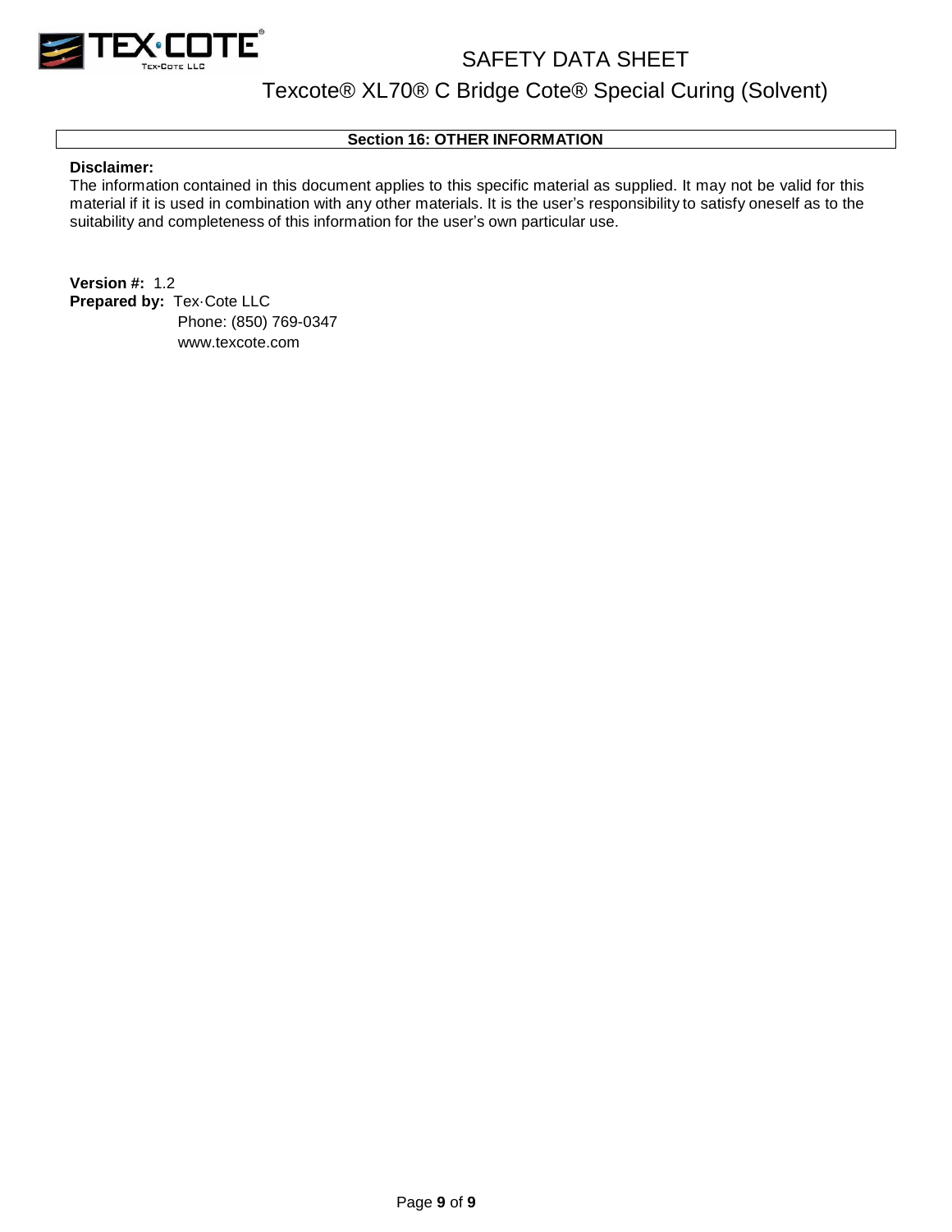## Section 16: OTHER INFORMATION

**Disclaimer:**
The information contained in this document applies to this specific material as supplied. It may not be valid for this material if it is used in combination with any other materials. It is the user's responsibility to satisfy oneself as to the suitability and completeness of this information for the user's own particular use.

**Version #:** 1.2
**Prepared by:** Tex·Cote LLC
Phone: (850) 769-0347
www.texcote.com